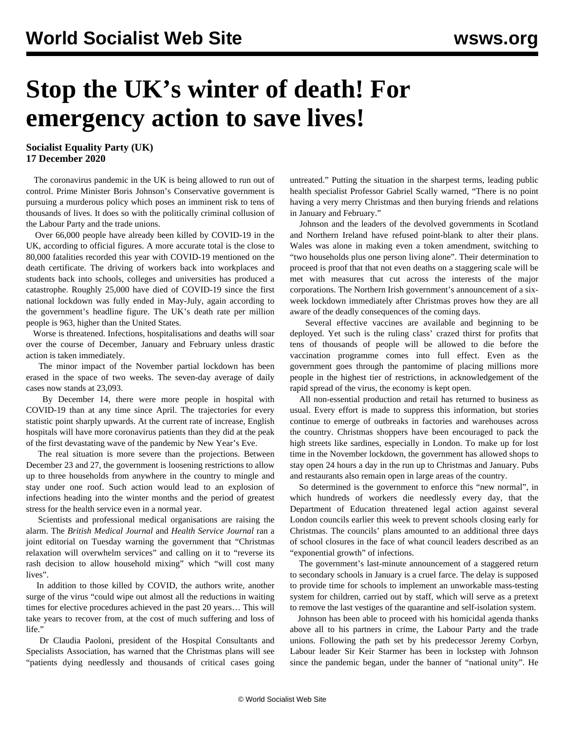# Stop the UK's winter of death! For emergency action to save lives!

**Socialist Equality Party (UK)**
**17 December 2020**

The coronavirus pandemic in the UK is being allowed to run out of control. Prime Minister Boris Johnson's Conservative government is pursuing a murderous policy which poses an imminent risk to tens of thousands of lives. It does so with the politically criminal collusion of the Labour Party and the trade unions.

Over 66,000 people have already been killed by COVID-19 in the UK, according to official figures. A more accurate total is the close to 80,000 fatalities recorded this year with COVID-19 mentioned on the death certificate. The driving of workers back into workplaces and students back into schools, colleges and universities has produced a catastrophe. Roughly 25,000 have died of COVID-19 since the first national lockdown was fully ended in May-July, again according to the government's headline figure. The UK's death rate per million people is 963, higher than the United States.

Worse is threatened. Infections, hospitalisations and deaths will soar over the course of December, January and February unless drastic action is taken immediately.

The minor impact of the November partial lockdown has been erased in the space of two weeks. The seven-day average of daily cases now stands at 23,093.

By December 14, there were more people in hospital with COVID-19 than at any time since April. The trajectories for every statistic point sharply upwards. At the current rate of increase, English hospitals will have more coronavirus patients than they did at the peak of the first devastating wave of the pandemic by New Year's Eve.

The real situation is more severe than the projections. Between December 23 and 27, the government is loosening restrictions to allow up to three households from anywhere in the country to mingle and stay under one roof. Such action would lead to an explosion of infections heading into the winter months and the period of greatest stress for the health service even in a normal year.

Scientists and professional medical organisations are raising the alarm. The *British Medical Journal* and *Health Service Journal* ran a joint editorial on Tuesday warning the government that "Christmas relaxation will overwhelm services" and calling on it to "reverse its rash decision to allow household mixing" which "will cost many lives".

In addition to those killed by COVID, the authors write, another surge of the virus "could wipe out almost all the reductions in waiting times for elective procedures achieved in the past 20 years… This will take years to recover from, at the cost of much suffering and loss of life."

Dr Claudia Paoloni, president of the Hospital Consultants and Specialists Association, has warned that the Christmas plans will see "patients dying needlessly and thousands of critical cases going untreated." Putting the situation in the sharpest terms, leading public health specialist Professor Gabriel Scally warned, "There is no point having a very merry Christmas and then burying friends and relations in January and February."

Johnson and the leaders of the devolved governments in Scotland and Northern Ireland have refused point-blank to alter their plans. Wales was alone in making even a token amendment, switching to "two households plus one person living alone". Their determination to proceed is proof that that not even deaths on a staggering scale will be met with measures that cut across the interests of the major corporations. The Northern Irish government's announcement of a six-week lockdown immediately after Christmas proves how they are all aware of the deadly consequences of the coming days.

Several effective vaccines are available and beginning to be deployed. Yet such is the ruling class' crazed thirst for profits that tens of thousands of people will be allowed to die before the vaccination programme comes into full effect. Even as the government goes through the pantomime of placing millions more people in the highest tier of restrictions, in acknowledgement of the rapid spread of the virus, the economy is kept open.

All non-essential production and retail has returned to business as usual. Every effort is made to suppress this information, but stories continue to emerge of outbreaks in factories and warehouses across the country. Christmas shoppers have been encouraged to pack the high streets like sardines, especially in London. To make up for lost time in the November lockdown, the government has allowed shops to stay open 24 hours a day in the run up to Christmas and January. Pubs and restaurants also remain open in large areas of the country.

So determined is the government to enforce this "new normal", in which hundreds of workers die needlessly every day, that the Department of Education threatened legal action against several London councils earlier this week to prevent schools closing early for Christmas. The councils' plans amounted to an additional three days of school closures in the face of what council leaders described as an "exponential growth" of infections.

The government's last-minute announcement of a staggered return to secondary schools in January is a cruel farce. The delay is supposed to provide time for schools to implement an unworkable mass-testing system for children, carried out by staff, which will serve as a pretext to remove the last vestiges of the quarantine and self-isolation system.

Johnson has been able to proceed with his homicidal agenda thanks above all to his partners in crime, the Labour Party and the trade unions. Following the path set by his predecessor Jeremy Corbyn, Labour leader Sir Keir Starmer has been in lockstep with Johnson since the pandemic began, under the banner of "national unity". He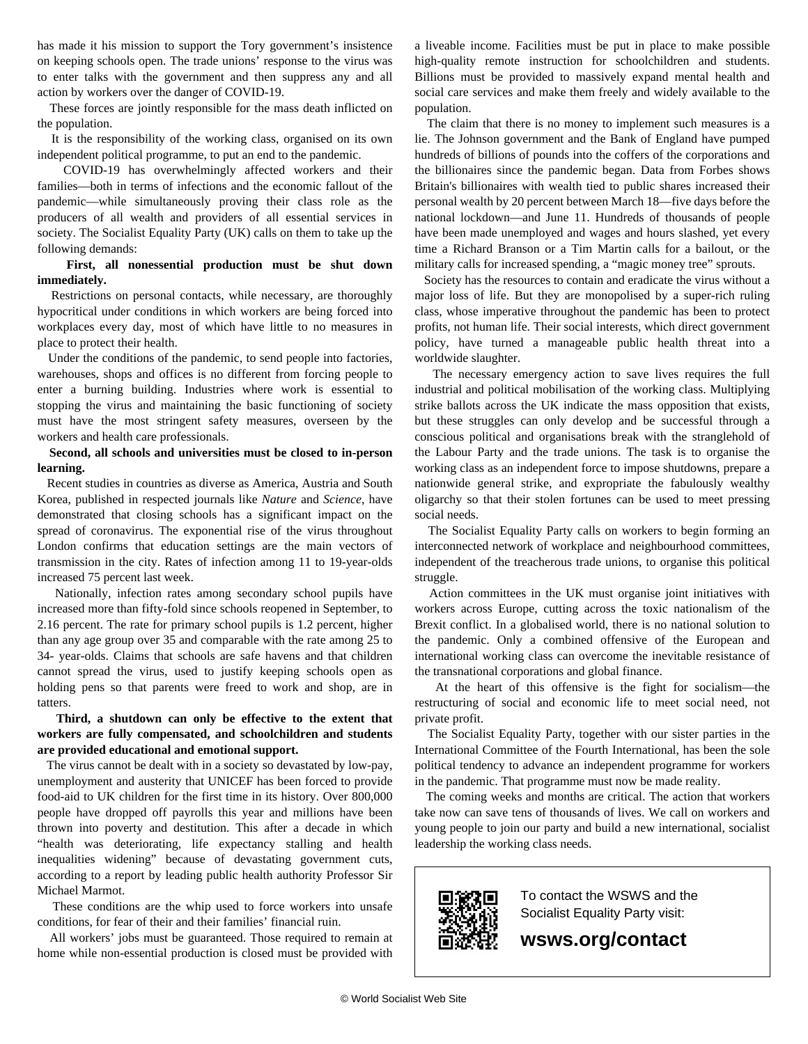has made it his mission to support the Tory government's insistence on keeping schools open. The trade unions' response to the virus was to enter talks with the government and then suppress any and all action by workers over the danger of COVID-19.

These forces are jointly responsible for the mass death inflicted on the population.

It is the responsibility of the working class, organised on its own independent political programme, to put an end to the pandemic.

COVID-19 has overwhelmingly affected workers and their families—both in terms of infections and the economic fallout of the pandemic—while simultaneously proving their class role as the producers of all wealth and providers of all essential services in society. The Socialist Equality Party (UK) calls on them to take up the following demands:

**First, all nonessential production must be shut down immediately.**

Restrictions on personal contacts, while necessary, are thoroughly hypocritical under conditions in which workers are being forced into workplaces every day, most of which have little to no measures in place to protect their health.

Under the conditions of the pandemic, to send people into factories, warehouses, shops and offices is no different from forcing people to enter a burning building. Industries where work is essential to stopping the virus and maintaining the basic functioning of society must have the most stringent safety measures, overseen by the workers and health care professionals.

**Second, all schools and universities must be closed to in-person learning.**

Recent studies in countries as diverse as America, Austria and South Korea, published in respected journals like *Nature* and *Science*, have demonstrated that closing schools has a significant impact on the spread of coronavirus. The exponential rise of the virus throughout London confirms that education settings are the main vectors of transmission in the city. Rates of infection among 11 to 19-year-olds increased 75 percent last week.

Nationally, infection rates among secondary school pupils have increased more than fifty-fold since schools reopened in September, to 2.16 percent. The rate for primary school pupils is 1.2 percent, higher than any age group over 35 and comparable with the rate among 25 to 34- year-olds. Claims that schools are safe havens and that children cannot spread the virus, used to justify keeping schools open as holding pens so that parents were freed to work and shop, are in tatters.

**Third, a shutdown can only be effective to the extent that workers are fully compensated, and schoolchildren and students are provided educational and emotional support.**

The virus cannot be dealt with in a society so devastated by low-pay, unemployment and austerity that UNICEF has been forced to provide food-aid to UK children for the first time in its history. Over 800,000 people have dropped off payrolls this year and millions have been thrown into poverty and destitution. This after a decade in which "health was deteriorating, life expectancy stalling and health inequalities widening" because of devastating government cuts, according to a report by leading public health authority Professor Sir Michael Marmot.

These conditions are the whip used to force workers into unsafe conditions, for fear of their and their families' financial ruin.

All workers' jobs must be guaranteed. Those required to remain at home while non-essential production is closed must be provided with a liveable income. Facilities must be put in place to make possible high-quality remote instruction for schoolchildren and students. Billions must be provided to massively expand mental health and social care services and make them freely and widely available to the population.

The claim that there is no money to implement such measures is a lie. The Johnson government and the Bank of England have pumped hundreds of billions of pounds into the coffers of the corporations and the billionaires since the pandemic began. Data from Forbes shows Britain's billionaires with wealth tied to public shares increased their personal wealth by 20 percent between March 18—five days before the national lockdown—and June 11. Hundreds of thousands of people have been made unemployed and wages and hours slashed, yet every time a Richard Branson or a Tim Martin calls for a bailout, or the military calls for increased spending, a "magic money tree" sprouts.

Society has the resources to contain and eradicate the virus without a major loss of life. But they are monopolised by a super-rich ruling class, whose imperative throughout the pandemic has been to protect profits, not human life. Their social interests, which direct government policy, have turned a manageable public health threat into a worldwide slaughter.

The necessary emergency action to save lives requires the full industrial and political mobilisation of the working class. Multiplying strike ballots across the UK indicate the mass opposition that exists, but these struggles can only develop and be successful through a conscious political and organisations break with the stranglehold of the Labour Party and the trade unions. The task is to organise the working class as an independent force to impose shutdowns, prepare a nationwide general strike, and expropriate the fabulously wealthy oligarchy so that their stolen fortunes can be used to meet pressing social needs.

The Socialist Equality Party calls on workers to begin forming an interconnected network of workplace and neighbourhood committees, independent of the treacherous trade unions, to organise this political struggle.

Action committees in the UK must organise joint initiatives with workers across Europe, cutting across the toxic nationalism of the Brexit conflict. In a globalised world, there is no national solution to the pandemic. Only a combined offensive of the European and international working class can overcome the inevitable resistance of the transnational corporations and global finance.

At the heart of this offensive is the fight for socialism—the restructuring of social and economic life to meet social need, not private profit.

The Socialist Equality Party, together with our sister parties in the International Committee of the Fourth International, has been the sole political tendency to advance an independent programme for workers in the pandemic. That programme must now be made reality.

The coming weeks and months are critical. The action that workers take now can save tens of thousands of lives. We call on workers and young people to join our party and build a new international, socialist leadership the working class needs.

To contact the WSWS and the Socialist Equality Party visit:

**wsws.org/contact**

© World Socialist Web Site